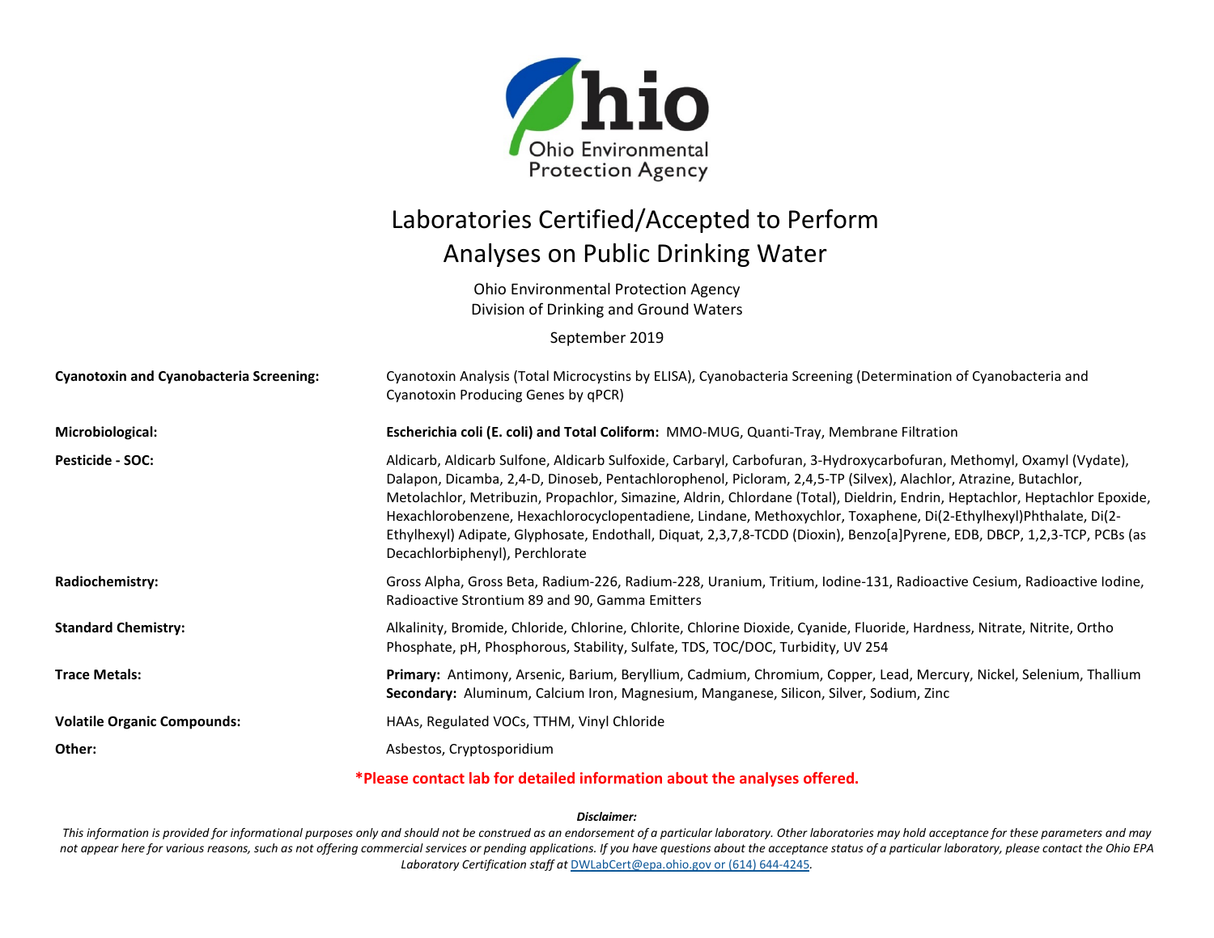# Laboratories Certified/Accepted to Perform Analyses on Public Drinking Water

Ohio Environmental Protection Agency
Division of Drinking and Ground Waters

September 2019

| | |
|---|---|
| **Cyanotoxin and Cyanobacteria Screening:** | Cyanotoxin Analysis (Total Microcystins by ELISA), Cyanobacteria Screening (Determination of Cyanobacteria and Cyanotoxin Producing Genes by qPCR) |
| **Microbiological:** | **Escherichia coli (E. coli) and Total Coliform:** MMO-MUG, Quanti-Tray, Membrane Filtration |
| **Pesticide - SOC:** | Aldicarb, Aldicarb Sulfone, Aldicarb Sulfoxide, Carbaryl, Carbofuran, 3-Hydroxycarbofuran, Methomyl, Oxamyl (Vydate), Dalapon, Dicamba, 2,4-D, Dinoseb, Pentachlorophenol, Picloram, 2,4,5-TP (Silvex), Alachlor, Atrazine, Butachlor, Metolachlor, Metribuzin, Propachlor, Simazine, Aldrin, Chlordane (Total), Dieldrin, Endrin, Heptachlor, Heptachlor Epoxide, Hexachlorobenzene, Hexachlorocyclopentadiene, Lindane, Methoxychlor, Toxaphene, Di(2-Ethylhexyl)Phthalate, Di(2-Ethylhexyl) Adipate, Glyphosate, Endothall, Diquat, 2,3,7,8-TCDD (Dioxin), Benzo[a]Pyrene, EDB, DBCP, 1,2,3-TCP, PCBs (as Decachlorbiphenyl), Perchlorate |
| **Radiochemistry:** | Gross Alpha, Gross Beta, Radium-226, Radium-228, Uranium, Tritium, Iodine-131, Radioactive Cesium, Radioactive Iodine, Radioactive Strontium 89 and 90, Gamma Emitters |
| **Standard Chemistry:** | Alkalinity, Bromide, Chloride, Chlorine, Chlorite, Chlorine Dioxide, Cyanide, Fluoride, Hardness, Nitrate, Nitrite, Ortho Phosphate, pH, Phosphorous, Stability, Sulfate, TDS, TOC/DOC, Turbidity, UV 254 |
| **Trace Metals:** | **Primary:** Antimony, Arsenic, Barium, Beryllium, Cadmium, Chromium, Copper, Lead, Mercury, Nickel, Selenium, Thallium<br>**Secondary:** Aluminum, Calcium Iron, Magnesium, Manganese, Silicon, Silver, Sodium, Zinc |
| **Volatile Organic Compounds:** | HAAs, Regulated VOCs, TTHM, Vinyl Chloride |
| **Other:** | Asbestos, Cryptosporidium |

**\*Please contact lab for detailed information about the analyses offered.**

***Disclaimer:***

*This information is provided for informational purposes only and should not be construed as an endorsement of a particular laboratory. Other laboratories may hold acceptance for these parameters and may not appear here for various reasons, such as not offering commercial services or pending applications. If you have questions about the acceptance status of a particular laboratory, please contact the Ohio EPA Laboratory Certification staff at DWLabCert@epa.ohio.gov or (614) 644-4245.*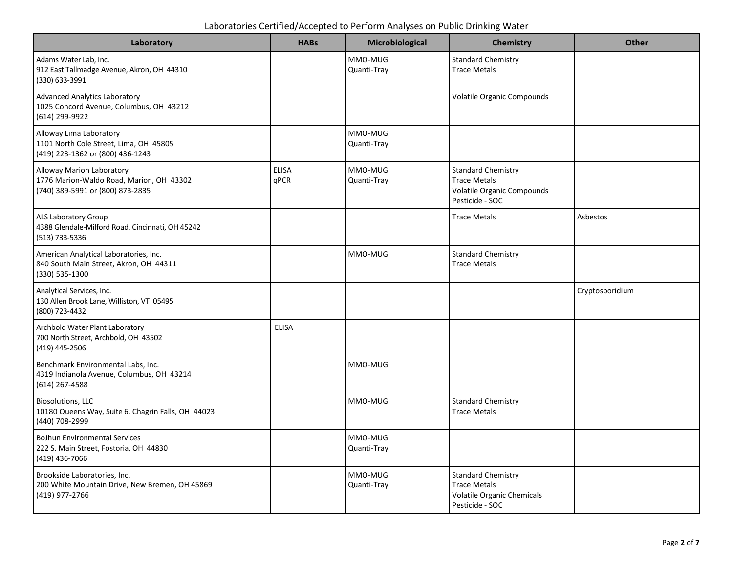Laboratories Certified/Accepted to Perform Analyses on Public Drinking Water

| Laboratory | HABs | Microbiological | Chemistry | Other |
|---|---|---|---|---|
| Adams Water Lab, Inc.<br>912 East Tallmadge Avenue, Akron, OH 44310<br>(330) 633-3991 | | MMO-MUG<br>Quanti-Tray | Standard Chemistry<br>Trace Metals | |
| Advanced Analytics Laboratory<br>1025 Concord Avenue, Columbus, OH 43212<br>(614) 299-9922 | | | Volatile Organic Compounds | |
| Alloway Lima Laboratory<br>1101 North Cole Street, Lima, OH 45805<br>(419) 223-1362 or (800) 436-1243 | | MMO-MUG<br>Quanti-Tray | | |
| Alloway Marion Laboratory<br>1776 Marion-Waldo Road, Marion, OH 43302<br>(740) 389-5991 or (800) 873-2835 | ELISA<br>qPCR | MMO-MUG<br>Quanti-Tray | Standard Chemistry<br>Trace Metals<br>Volatile Organic Compounds<br>Pesticide - SOC | |
| ALS Laboratory Group<br>4388 Glendale-Milford Road, Cincinnati, OH 45242<br>(513) 733-5336 | | | Trace Metals | Asbestos |
| American Analytical Laboratories, Inc.<br>840 South Main Street, Akron, OH 44311<br>(330) 535-1300 | | MMO-MUG | Standard Chemistry<br>Trace Metals | |
| Analytical Services, Inc.<br>130 Allen Brook Lane, Williston, VT 05495<br>(800) 723-4432 | | | | Cryptosporidium |
| Archbold Water Plant Laboratory<br>700 North Street, Archbold, OH 43502<br>(419) 445-2506 | ELISA | | | |
| Benchmark Environmental Labs, Inc.<br>4319 Indianola Avenue, Columbus, OH 43214<br>(614) 267-4588 | | MMO-MUG | | |
| Biosolutions, LLC<br>10180 Queens Way, Suite 6, Chagrin Falls, OH 44023<br>(440) 708-2999 | | MMO-MUG | Standard Chemistry<br>Trace Metals | |
| BoJhun Environmental Services<br>222 S. Main Street, Fostoria, OH 44830<br>(419) 436-7066 | | MMO-MUG<br>Quanti-Tray | | |
| Brookside Laboratories, Inc.<br>200 White Mountain Drive, New Bremen, OH 45869<br>(419) 977-2766 | | MMO-MUG<br>Quanti-Tray | Standard Chemistry<br>Trace Metals<br>Volatile Organic Chemicals<br>Pesticide - SOC | |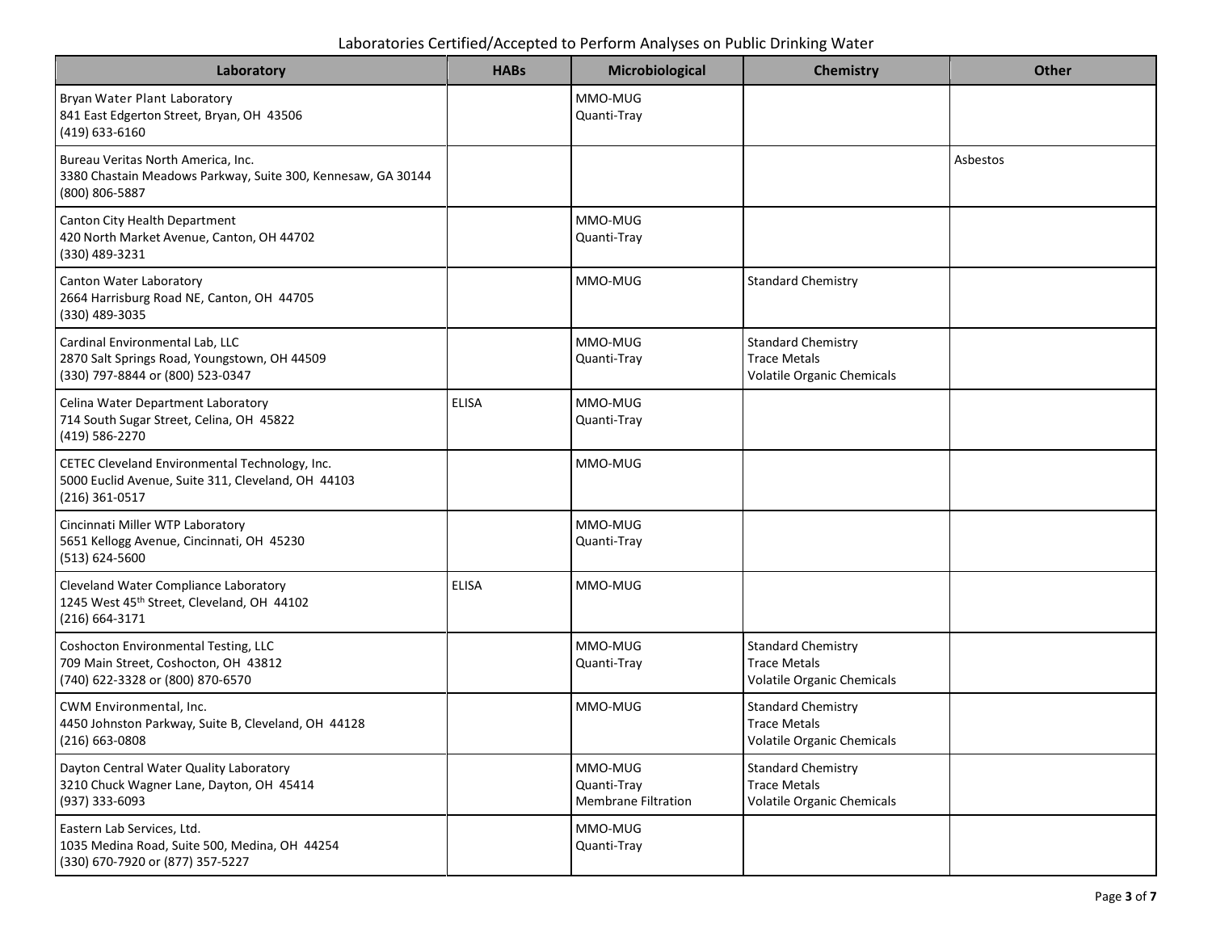Laboratories Certified/Accepted to Perform Analyses on Public Drinking Water

| Laboratory | HABs | Microbiological | Chemistry | Other |
|---|---|---|---|---|
| Bryan Water Plant Laboratory<br>841 East Edgerton Street, Bryan, OH 43506<br>(419) 633-6160 | | MMO-MUG<br>Quanti-Tray | | |
| Bureau Veritas North America, Inc.<br>3380 Chastain Meadows Parkway, Suite 300, Kennesaw, GA 30144<br>(800) 806-5887 | | | | Asbestos |
| Canton City Health Department<br>420 North Market Avenue, Canton, OH 44702<br>(330) 489-3231 | | MMO-MUG<br>Quanti-Tray | | |
| Canton Water Laboratory<br>2664 Harrisburg Road NE, Canton, OH 44705<br>(330) 489-3035 | | MMO-MUG | Standard Chemistry | |
| Cardinal Environmental Lab, LLC<br>2870 Salt Springs Road, Youngstown, OH 44509<br>(330) 797-8844 or (800) 523-0347 | | MMO-MUG<br>Quanti-Tray | Standard Chemistry<br>Trace Metals<br>Volatile Organic Chemicals | |
| Celina Water Department Laboratory<br>714 South Sugar Street, Celina, OH 45822<br>(419) 586-2270 | ELISA | MMO-MUG<br>Quanti-Tray | | |
| CETEC Cleveland Environmental Technology, Inc.<br>5000 Euclid Avenue, Suite 311, Cleveland, OH 44103<br>(216) 361-0517 | | MMO-MUG | | |
| Cincinnati Miller WTP Laboratory<br>5651 Kellogg Avenue, Cincinnati, OH 45230<br>(513) 624-5600 | | MMO-MUG<br>Quanti-Tray | | |
| Cleveland Water Compliance Laboratory<br>1245 West 45th Street, Cleveland, OH 44102<br>(216) 664-3171 | ELISA | MMO-MUG | | |
| Coshocton Environmental Testing, LLC<br>709 Main Street, Coshocton, OH 43812<br>(740) 622-3328 or (800) 870-6570 | | MMO-MUG<br>Quanti-Tray | Standard Chemistry<br>Trace Metals<br>Volatile Organic Chemicals | |
| CWM Environmental, Inc.<br>4450 Johnston Parkway, Suite B, Cleveland, OH 44128<br>(216) 663-0808 | | MMO-MUG | Standard Chemistry<br>Trace Metals<br>Volatile Organic Chemicals | |
| Dayton Central Water Quality Laboratory<br>3210 Chuck Wagner Lane, Dayton, OH 45414<br>(937) 333-6093 | | MMO-MUG<br>Quanti-Tray<br>Membrane Filtration | Standard Chemistry<br>Trace Metals<br>Volatile Organic Chemicals | |
| Eastern Lab Services, Ltd.<br>1035 Medina Road, Suite 500, Medina, OH 44254<br>(330) 670-7920 or (877) 357-5227 | | MMO-MUG<br>Quanti-Tray | | |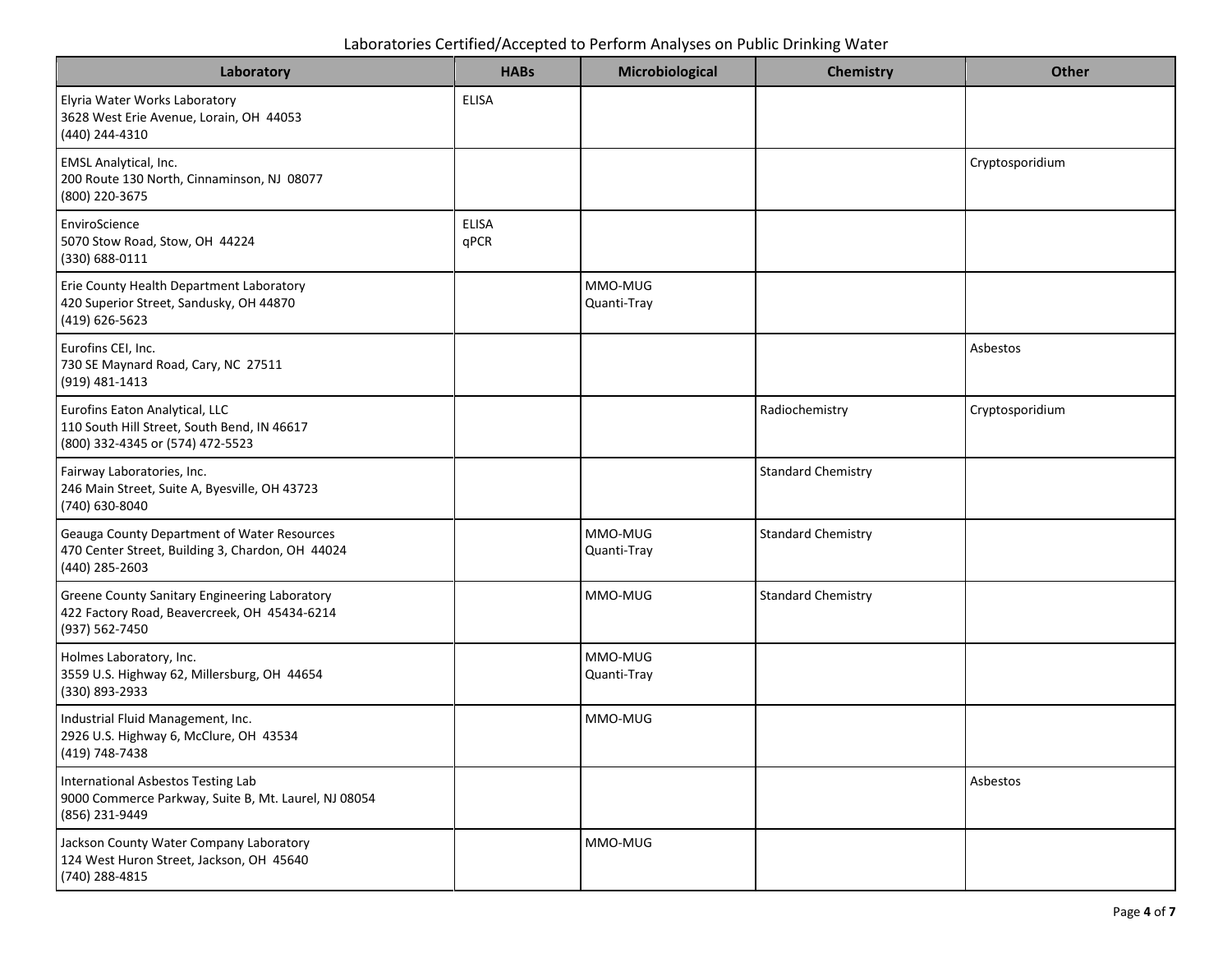Laboratories Certified/Accepted to Perform Analyses on Public Drinking Water

| Laboratory | HABs | Microbiological | Chemistry | Other |
| --- | --- | --- | --- | --- |
| Elyria Water Works Laboratory<br>3628 West Erie Avenue, Lorain, OH 44053<br>(440) 244-4310 | ELISA | | | |
| EMSL Analytical, Inc.<br>200 Route 130 North, Cinnaminson, NJ 08077<br>(800) 220-3675 | | | | Cryptosporidium |
| EnviroScience<br>5070 Stow Road, Stow, OH 44224<br>(330) 688-0111 | ELISA<br>qPCR | | | |
| Erie County Health Department Laboratory<br>420 Superior Street, Sandusky, OH 44870<br>(419) 626-5623 | | MMO-MUG<br>Quanti-Tray | | |
| Eurofins CEI, Inc.<br>730 SE Maynard Road, Cary, NC 27511<br>(919) 481-1413 | | | | Asbestos |
| Eurofins Eaton Analytical, LLC<br>110 South Hill Street, South Bend, IN 46617<br>(800) 332-4345 or (574) 472-5523 | | | Radiochemistry | Cryptosporidium |
| Fairway Laboratories, Inc.<br>246 Main Street, Suite A, Byesville, OH 43723<br>(740) 630-8040 | | | Standard Chemistry | |
| Geauga County Department of Water Resources<br>470 Center Street, Building 3, Chardon, OH 44024<br>(440) 285-2603 | | MMO-MUG<br>Quanti-Tray | Standard Chemistry | |
| Greene County Sanitary Engineering Laboratory<br>422 Factory Road, Beavercreek, OH 45434-6214<br>(937) 562-7450 | | MMO-MUG | Standard Chemistry | |
| Holmes Laboratory, Inc.<br>3559 U.S. Highway 62, Millersburg, OH 44654<br>(330) 893-2933 | | MMO-MUG<br>Quanti-Tray | | |
| Industrial Fluid Management, Inc.<br>2926 U.S. Highway 6, McClure, OH 43534<br>(419) 748-7438 | | MMO-MUG | | |
| International Asbestos Testing Lab<br>9000 Commerce Parkway, Suite B, Mt. Laurel, NJ 08054<br>(856) 231-9449 | | | | Asbestos |
| Jackson County Water Company Laboratory<br>124 West Huron Street, Jackson, OH 45640<br>(740) 288-4815 | | MMO-MUG | | |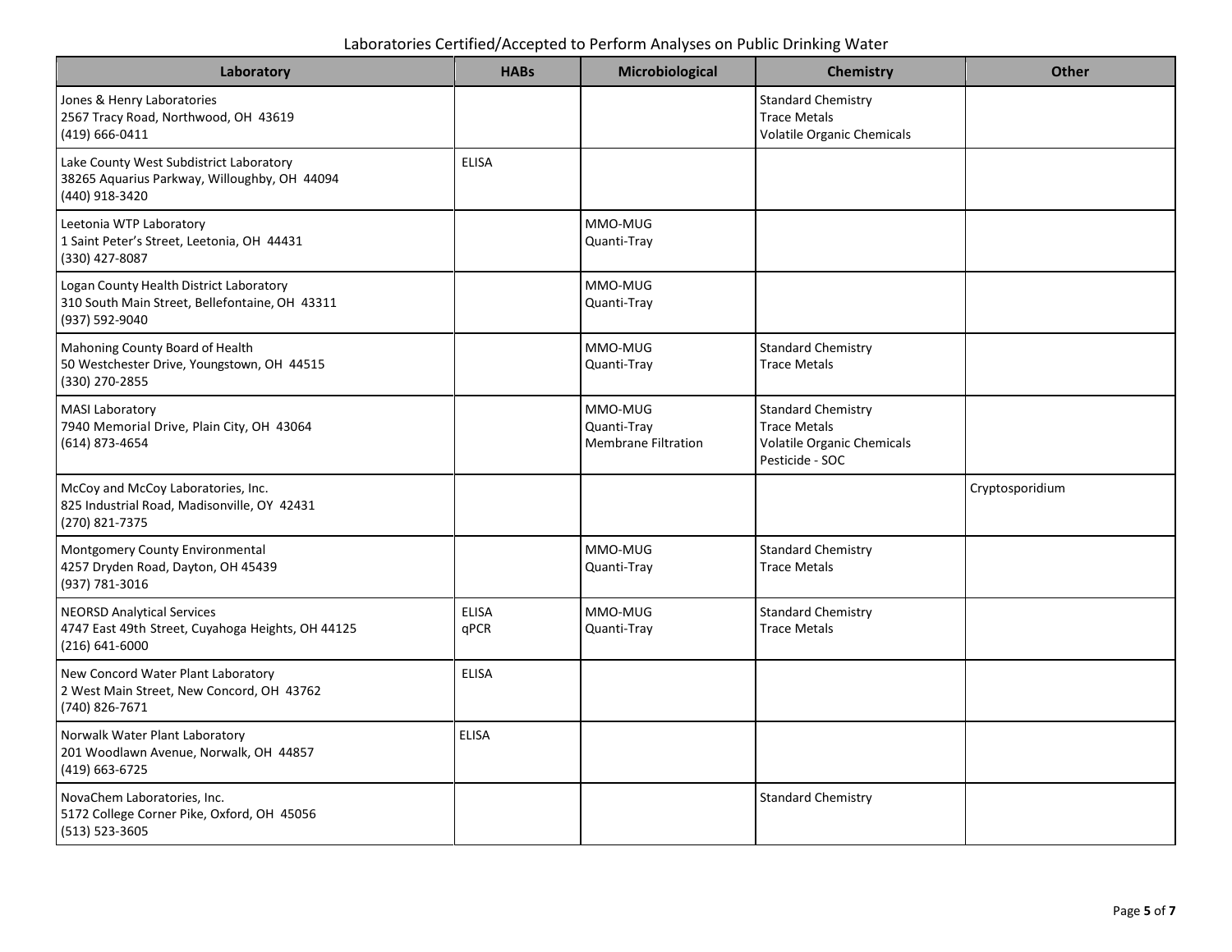Laboratories Certified/Accepted to Perform Analyses on Public Drinking Water

| Laboratory | HABs | Microbiological | Chemistry | Other |
|---|---|---|---|---|
| Jones & Henry Laboratories<br>2567 Tracy Road, Northwood, OH 43619<br>(419) 666-0411 | | | Standard Chemistry<br>Trace Metals<br>Volatile Organic Chemicals | |
| Lake County West Subdistrict Laboratory<br>38265 Aquarius Parkway, Willoughby, OH 44094<br>(440) 918-3420 | ELISA | | | |
| Leetonia WTP Laboratory<br>1 Saint Peter's Street, Leetonia, OH 44431<br>(330) 427-8087 | | MMO-MUG<br>Quanti-Tray | | |
| Logan County Health District Laboratory<br>310 South Main Street, Bellefontaine, OH 43311<br>(937) 592-9040 | | MMO-MUG<br>Quanti-Tray | | |
| Mahoning County Board of Health<br>50 Westchester Drive, Youngstown, OH 44515<br>(330) 270-2855 | | MMO-MUG<br>Quanti-Tray | Standard Chemistry<br>Trace Metals | |
| MASI Laboratory<br>7940 Memorial Drive, Plain City, OH 43064<br>(614) 873-4654 | | MMO-MUG<br>Quanti-Tray<br>Membrane Filtration | Standard Chemistry<br>Trace Metals<br>Volatile Organic Chemicals<br>Pesticide - SOC | |
| McCoy and McCoy Laboratories, Inc.<br>825 Industrial Road, Madisonville, OY 42431<br>(270) 821-7375 | | | | Cryptosporidium |
| Montgomery County Environmental<br>4257 Dryden Road, Dayton, OH 45439<br>(937) 781-3016 | | MMO-MUG<br>Quanti-Tray | Standard Chemistry<br>Trace Metals | |
| NEORSD Analytical Services<br>4747 East 49th Street, Cuyahoga Heights, OH 44125<br>(216) 641-6000 | ELISA<br>qPCR | MMO-MUG<br>Quanti-Tray | Standard Chemistry<br>Trace Metals | |
| New Concord Water Plant Laboratory<br>2 West Main Street, New Concord, OH 43762<br>(740) 826-7671 | ELISA | | | |
| Norwalk Water Plant Laboratory<br>201 Woodlawn Avenue, Norwalk, OH 44857<br>(419) 663-6725 | ELISA | | | |
| NovaChem Laboratories, Inc.<br>5172 College Corner Pike, Oxford, OH 45056<br>(513) 523-3605 | | | Standard Chemistry | |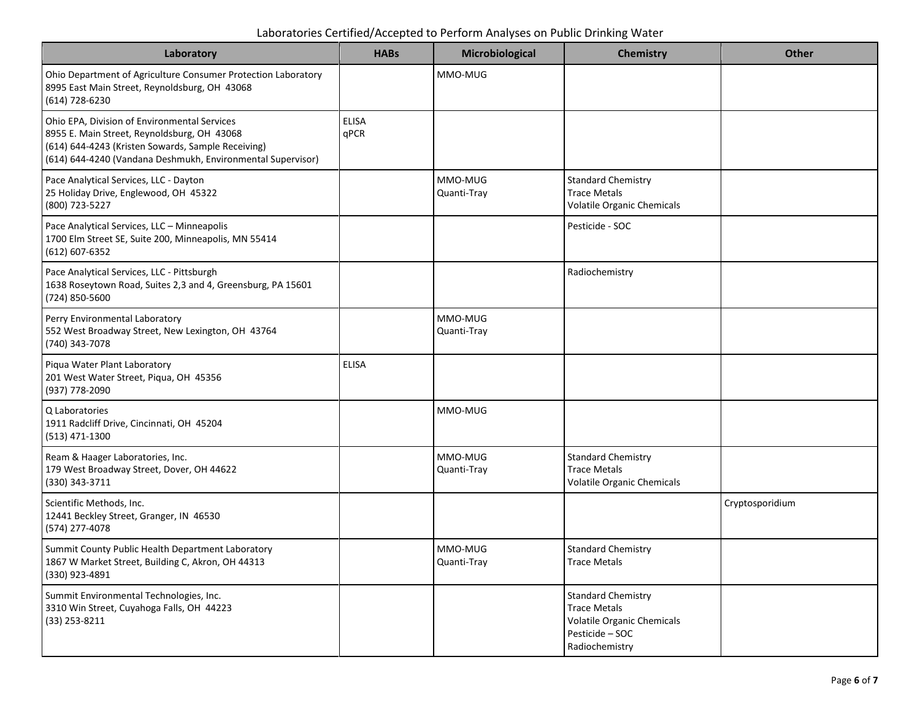Laboratories Certified/Accepted to Perform Analyses on Public Drinking Water

| Laboratory | HABs | Microbiological | Chemistry | Other |
|---|---|---|---|---|
| Ohio Department of Agriculture Consumer Protection Laboratory<br>8995 East Main Street, Reynoldsburg, OH 43068<br>(614) 728-6230 | | MMO-MUG | | |
| Ohio EPA, Division of Environmental Services<br>8955 E. Main Street, Reynoldsburg, OH 43068<br>(614) 644-4243 (Kristen Sowards, Sample Receiving)<br>(614) 644-4240 (Vandana Deshmukh, Environmental Supervisor) | ELISA<br>qPCR | | | |
| Pace Analytical Services, LLC - Dayton<br>25 Holiday Drive, Englewood, OH 45322<br>(800) 723-5227 | | MMO-MUG<br>Quanti-Tray | Standard Chemistry<br>Trace Metals<br>Volatile Organic Chemicals | |
| Pace Analytical Services, LLC – Minneapolis<br>1700 Elm Street SE, Suite 200, Minneapolis, MN 55414<br>(612) 607-6352 | | | Pesticide - SOC | |
| Pace Analytical Services, LLC - Pittsburgh<br>1638 Roseytown Road, Suites 2,3 and 4, Greensburg, PA 15601<br>(724) 850-5600 | | | Radiochemistry | |
| Perry Environmental Laboratory<br>552 West Broadway Street, New Lexington, OH 43764<br>(740) 343-7078 | | MMO-MUG<br>Quanti-Tray | | |
| Piqua Water Plant Laboratory<br>201 West Water Street, Piqua, OH 45356<br>(937) 778-2090 | ELISA | | | |
| Q Laboratories<br>1911 Radcliff Drive, Cincinnati, OH 45204<br>(513) 471-1300 | | MMO-MUG | | |
| Ream & Haager Laboratories, Inc.<br>179 West Broadway Street, Dover, OH 44622<br>(330) 343-3711 | | MMO-MUG<br>Quanti-Tray | Standard Chemistry<br>Trace Metals<br>Volatile Organic Chemicals | |
| Scientific Methods, Inc.<br>12441 Beckley Street, Granger, IN 46530<br>(574) 277-4078 | | | | Cryptosporidium |
| Summit County Public Health Department Laboratory<br>1867 W Market Street, Building C, Akron, OH 44313<br>(330) 923-4891 | | MMO-MUG<br>Quanti-Tray | Standard Chemistry<br>Trace Metals | |
| Summit Environmental Technologies, Inc.<br>3310 Win Street, Cuyahoga Falls, OH 44223<br>(33) 253-8211 | | | Standard Chemistry<br>Trace Metals<br>Volatile Organic Chemicals<br>Pesticide – SOC<br>Radiochemistry | |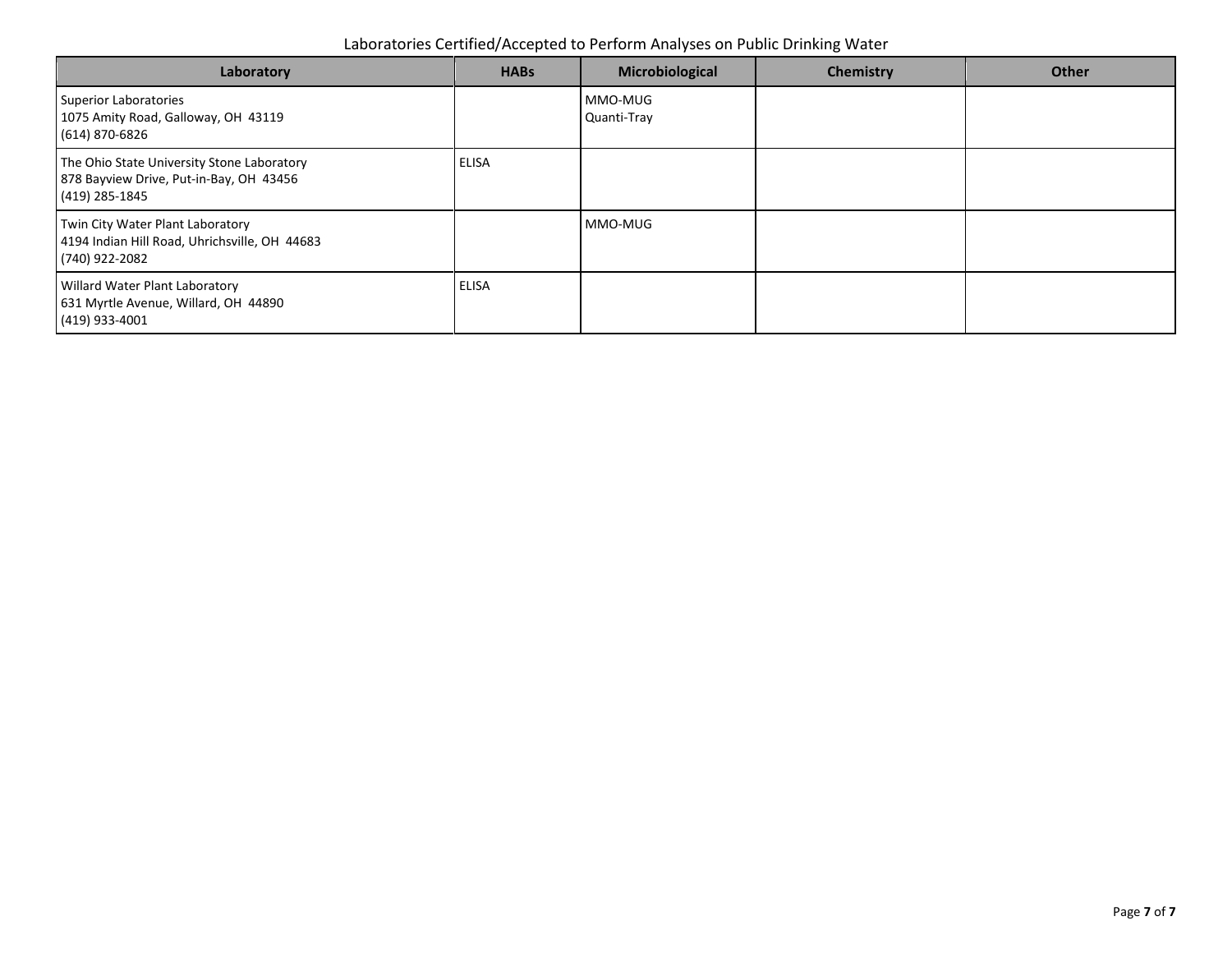Laboratories Certified/Accepted to Perform Analyses on Public Drinking Water

| Laboratory | HABs | Microbiological | Chemistry | Other |
|---|---|---|---|---|
| Superior Laboratories<br>1075 Amity Road, Galloway, OH 43119<br>(614) 870-6826 | | MMO-MUG<br>Quanti-Tray | | |
| The Ohio State University Stone Laboratory<br>878 Bayview Drive, Put-in-Bay, OH 43456<br>(419) 285-1845 | ELISA | | | |
| Twin City Water Plant Laboratory<br>4194 Indian Hill Road, Uhrichsville, OH 44683<br>(740) 922-2082 | | MMO-MUG | | |
| Willard Water Plant Laboratory<br>631 Myrtle Avenue, Willard, OH 44890<br>(419) 933-4001 | ELISA | | | |